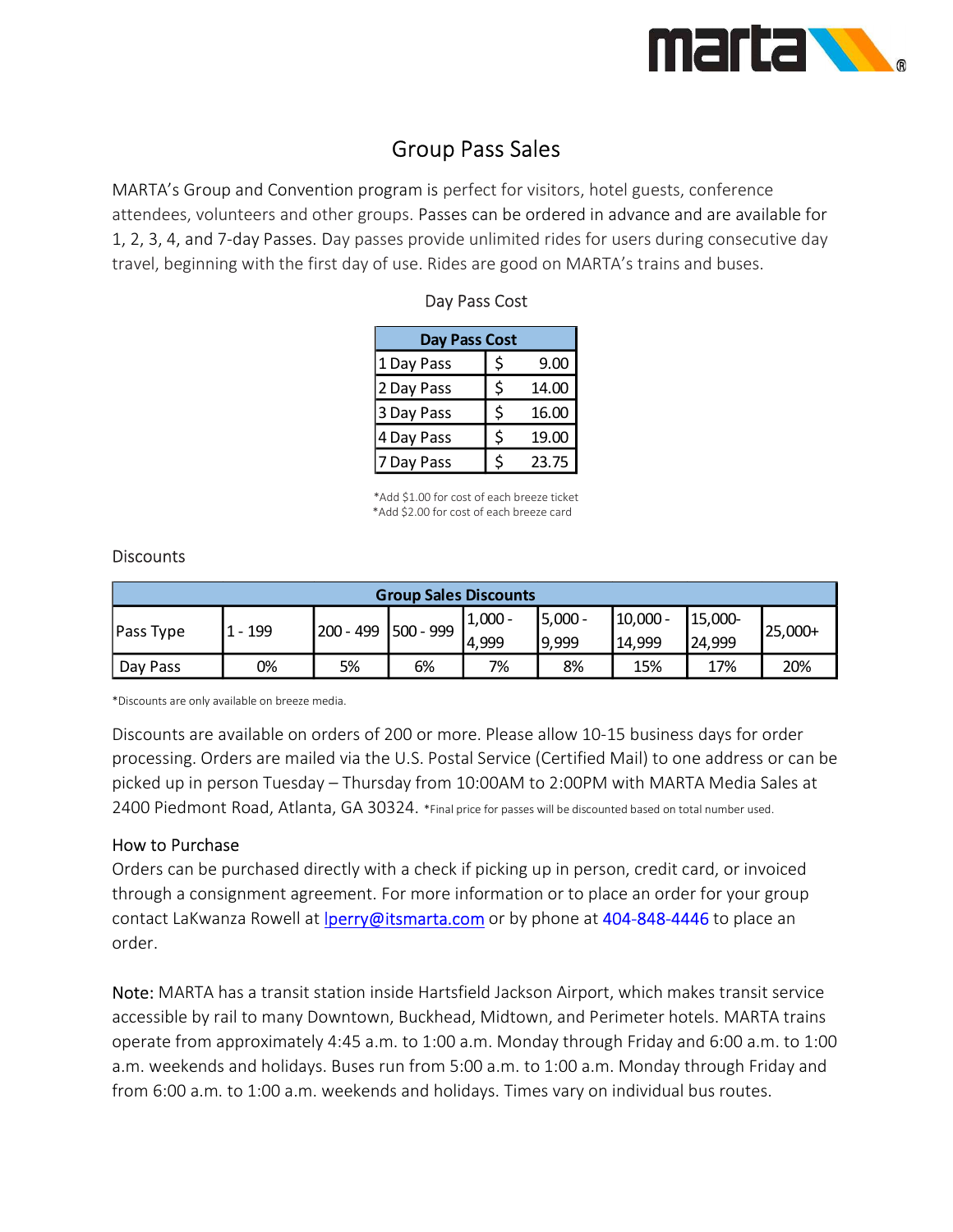# Group Pass Sales

MARTA's Group and Convention program is perfect for visitors, hotel guests, conference attendees, volunteers and other groups. Passes can be ordered in advance and are available for 1, 2, 3, 4, and 7-day Passes. Day passes provide unlimited rides for users during consecutive day travel, beginning with the first day of use. Rides are good on MARTA's trains and buses.

Day Pass Cost

| Day Pass Cost | |
|---|---|
| 1 Day Pass | $ 9.00 |
| 2 Day Pass | $ 14.00 |
| 3 Day Pass | $ 16.00 |
| 4 Day Pass | $ 19.00 |
| 7 Day Pass | $ 23.75 |

*Add $1.00 for cost of each breeze ticket
*Add $2.00 for cost of each breeze card

Discounts

| Group Sales Discounts | | | | | | | | |
|---|---|---|---|---|---|---|---|---|
| Pass Type | 1 - 199 | 200 - 499 | 500 - 999 | 1,000 - 4,999 | 5,000 - 9,999 | 10,000 - 14,999 | 15,000- 24,999 | 25,000+ |
| Day Pass | 0% | 5% | 6% | 7% | 8% | 15% | 17% | 20% |

*Discounts are only available on breeze media.

Discounts are available on orders of 200 or more. Please allow 10-15 business days for order processing. Orders are mailed via the U.S. Postal Service (Certified Mail) to one address or can be picked up in person Tuesday – Thursday from 10:00AM to 2:00PM with MARTA Media Sales at 2400 Piedmont Road, Atlanta, GA 30324. *Final price for passes will be discounted based on total number used.

## How to Purchase

Orders can be purchased directly with a check if picking up in person, credit card, or invoiced through a consignment agreement. For more information or to place an order for your group contact LaKwanza Rowell at lperry@itsmarta.com or by phone at 404-848-4446 to place an order.

Note: MARTA has a transit station inside Hartsfield Jackson Airport, which makes transit service accessible by rail to many Downtown, Buckhead, Midtown, and Perimeter hotels. MARTA trains operate from approximately 4:45 a.m. to 1:00 a.m. Monday through Friday and 6:00 a.m. to 1:00 a.m. weekends and holidays. Buses run from 5:00 a.m. to 1:00 a.m. Monday through Friday and from 6:00 a.m. to 1:00 a.m. weekends and holidays. Times vary on individual bus routes.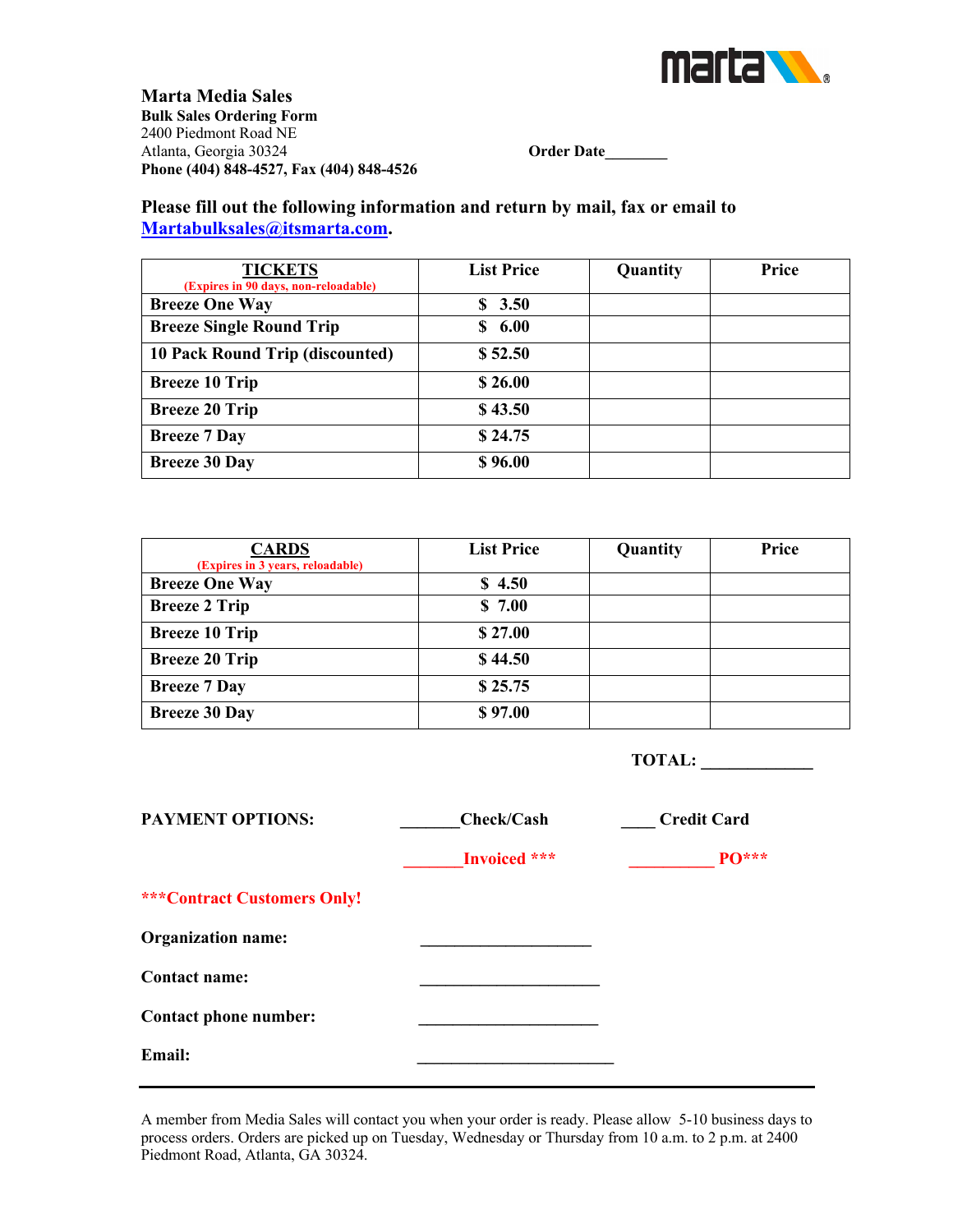**Marta Media Sales**
**Bulk Sales Ordering Form**
2400 Piedmont Road NE
Atlanta, Georgia 30324
**Phone (404) 848-4527, Fax (404) 848-4526**

**Order Date________**

**Please fill out the following information and return by mail, fax or email to Martabulksales@itsmarta.com.**

| **TICKETS** (Expires in 90 days, non-reloadable) | List Price | Quantity | Price |
|---|---|---|---|
| **Breeze One Way** | **$ 3.50** | | |
| **Breeze Single Round Trip** | **$ 6.00** | | |
| **10 Pack Round Trip (discounted)** | **$ 52.50** | | |
| **Breeze 10 Trip** | **$ 26.00** | | |
| **Breeze 20 Trip** | **$ 43.50** | | |
| **Breeze 7 Day** | **$ 24.75** | | |
| **Breeze 30 Day** | **$ 96.00** | | |

| **CARDS** (Expires in 3 years, reloadable) | List Price | Quantity | Price |
|---|---|---|---|
| **Breeze One Way** | **$ 4.50** | | |
| **Breeze 2 Trip** | **$ 7.00** | | |
| **Breeze 10 Trip** | **$ 27.00** | | |
| **Breeze 20 Trip** | **$ 44.50** | | |
| **Breeze 7 Day** | **$ 25.75** | | |
| **Breeze 30 Day** | **$ 97.00** | | |

**TOTAL: _____________**

**PAYMENT OPTIONS:** _______**Check/Cash** ____ **Credit Card**

_______**Invoiced \*\*\*** __________ **PO\*\*\***

**\*\*\*Contract Customers Only!**

**Organization name:** ____________________

**Contact name:** _____________________

**Contact phone number:** _____________________

**Email:** ________________________

---

A member from Media Sales will contact you when your order is ready. Please allow 5-10 business days to process orders. Orders are picked up on Tuesday, Wednesday or Thursday from 10 a.m. to 2 p.m. at 2400 Piedmont Road, Atlanta, GA 30324.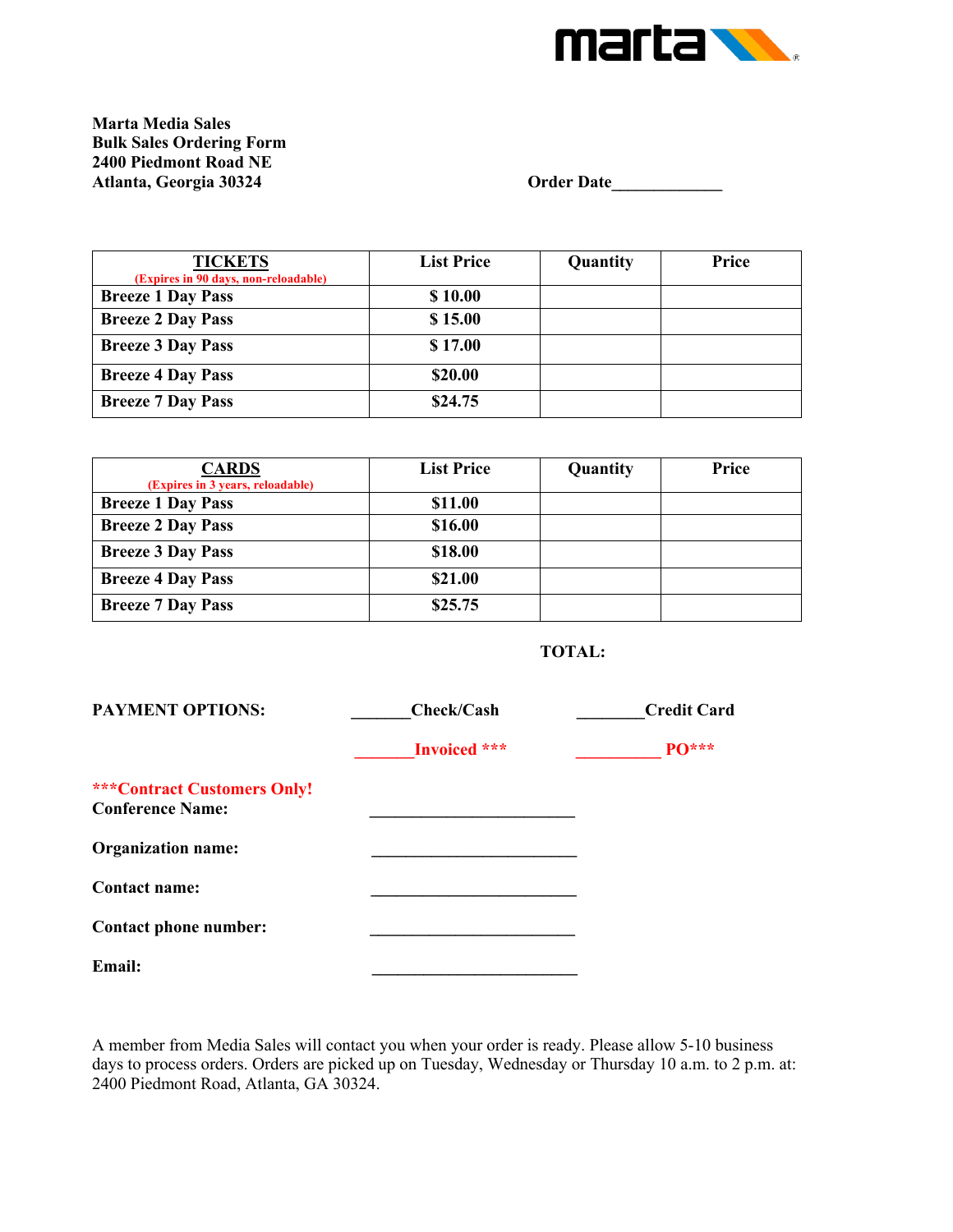**Marta Media Sales**
**Bulk Sales Ordering Form**
**2400 Piedmont Road NE**
**Atlanta, Georgia 30324**

**Order Date**_____________

| **TICKETS** (Expires in 90 days, non-reloadable) | **List Price** | **Quantity** | **Price** |
|---|---|---|---|
| **Breeze 1 Day Pass** | **$ 10.00** | | |
| **Breeze 2 Day Pass** | **$ 15.00** | | |
| **Breeze 3 Day Pass** | **$ 17.00** | | |
| **Breeze 4 Day Pass** | **$20.00** | | |
| **Breeze 7 Day Pass** | **$24.75** | | |

| **CARDS** (Expires in 3 years, reloadable) | **List Price** | **Quantity** | **Price** |
|---|---|---|---|
| **Breeze 1 Day Pass** | **$11.00** | | |
| **Breeze 2 Day Pass** | **$16.00** | | |
| **Breeze 3 Day Pass** | **$18.00** | | |
| **Breeze 4 Day Pass** | **$21.00** | | |
| **Breeze 7 Day Pass** | **$25.75** | | |

**TOTAL:**

**PAYMENT OPTIONS:** _______**Check/Cash** ________**Credit Card**

_______**Invoiced** *** __________ **PO*****

*****Contract Customers Only!**

**Conference Name:** ________________________

**Organization name:** ________________________

**Contact name:** ________________________

**Contact phone number:** ________________________

**Email:** ________________________

A member from Media Sales will contact you when your order is ready. Please allow 5-10 business days to process orders. Orders are picked up on Tuesday, Wednesday or Thursday 10 a.m. to 2 p.m. at: 2400 Piedmont Road, Atlanta, GA 30324.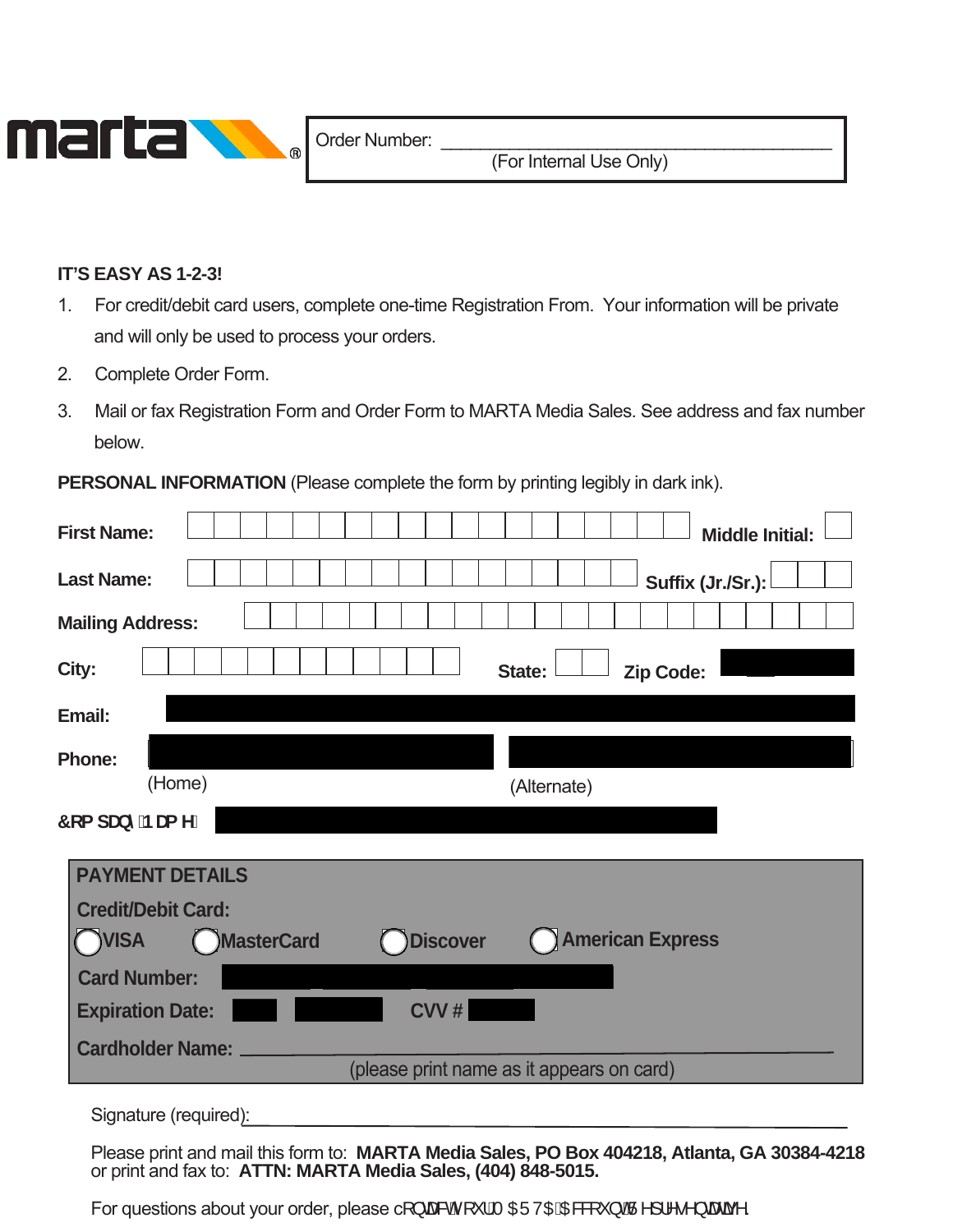Order Number: ______________________________________
(For Internal Use Only)

**IT'S EASY AS 1-2-3!**

1. For credit/debit card users, complete one-time Registration From. Your information will be private and will only be used to process your orders.
2. Complete Order Form.
3. Mail or fax Registration Form and Order Form to MARTA Media Sales. See address and fax number below.

**PERSONAL INFORMATION** (Please complete the form by printing legibly in dark ink).

**First Name:** **Middle Initial:**

**Last Name:** **Suffix (Jr./Sr.):**

**Mailing Address:**

**City:** **State:** **Zip Code:**

**Email:**

**Phone:**

(Home) (Alternate)

**&RPSDQ\1DPH**

**PAYMENT DETAILS**

**Credit/Debit Card:**

○ VISA ○ MasterCard ○ Discover ○ American Express

**Card Number:**

**Expiration Date:** **CVV #**

**Cardholder Name:** ______________________________________
(please print name as it appears on card)

Signature (required): ______________________________________

Please print and mail this form to: **MARTA Media Sales, PO Box 404218, Atlanta, GA 30384-4218** or print and fax to: **ATTN: MARTA Media Sales, (404) 848-5015.**

For questions about your order, please cRQWDFW\RXU0$57$$FFRXQW5HSUHVHQWDWLYH.